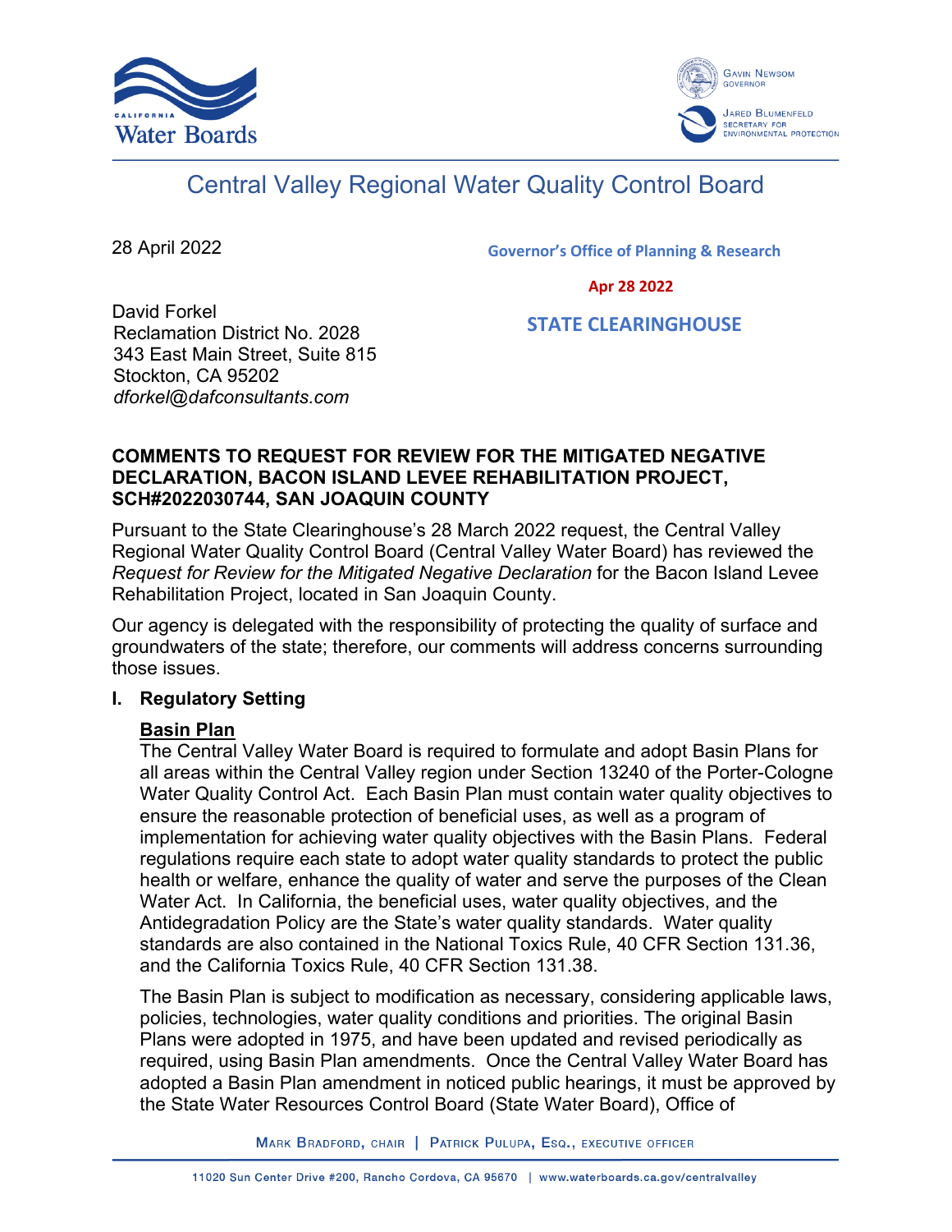# Central Valley Regional Water Quality Control Board

28 April 2022

**Governor's Office of Planning & Research**

**Apr 28 2022**

**STATE CLEARINGHOUSE**

David Forkel
Reclamation District No. 2028
343 East Main Street, Suite 815
Stockton, CA 95202
*dforkel@dafconsultants.com*

**COMMENTS TO REQUEST FOR REVIEW FOR THE MITIGATED NEGATIVE DECLARATION, BACON ISLAND LEVEE REHABILITATION PROJECT, SCH#2022030744, SAN JOAQUIN COUNTY**

Pursuant to the State Clearinghouse's 28 March 2022 request, the Central Valley Regional Water Quality Control Board (Central Valley Water Board) has reviewed the *Request for Review for the Mitigated Negative Declaration* for the Bacon Island Levee Rehabilitation Project, located in San Joaquin County.

Our agency is delegated with the responsibility of protecting the quality of surface and groundwaters of the state; therefore, our comments will address concerns surrounding those issues.

## I. Regulatory Setting

**Basin Plan**

The Central Valley Water Board is required to formulate and adopt Basin Plans for all areas within the Central Valley region under Section 13240 of the Porter-Cologne Water Quality Control Act. Each Basin Plan must contain water quality objectives to ensure the reasonable protection of beneficial uses, as well as a program of implementation for achieving water quality objectives with the Basin Plans. Federal regulations require each state to adopt water quality standards to protect the public health or welfare, enhance the quality of water and serve the purposes of the Clean Water Act. In California, the beneficial uses, water quality objectives, and the Antidegradation Policy are the State's water quality standards. Water quality standards are also contained in the National Toxics Rule, 40 CFR Section 131.36, and the California Toxics Rule, 40 CFR Section 131.38.

The Basin Plan is subject to modification as necessary, considering applicable laws, policies, technologies, water quality conditions and priorities. The original Basin Plans were adopted in 1975, and have been updated and revised periodically as required, using Basin Plan amendments. Once the Central Valley Water Board has adopted a Basin Plan amendment in noticed public hearings, it must be approved by the State Water Resources Control Board (State Water Board), Office of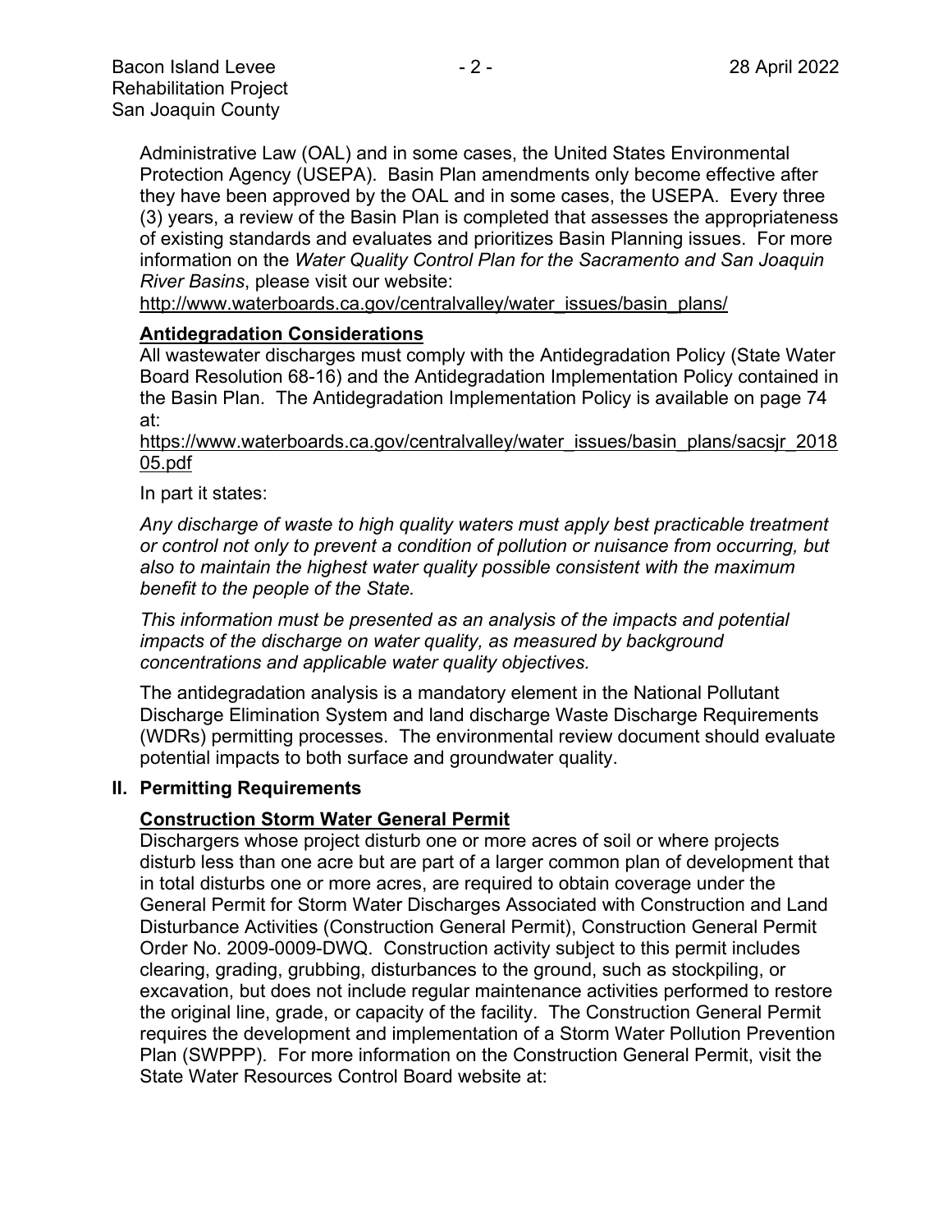Administrative Law (OAL) and in some cases, the United States Environmental Protection Agency (USEPA). Basin Plan amendments only become effective after they have been approved by the OAL and in some cases, the USEPA. Every three (3) years, a review of the Basin Plan is completed that assesses the appropriateness of existing standards and evaluates and prioritizes Basin Planning issues. For more information on the *Water Quality Control Plan for the Sacramento and San Joaquin River Basins*, please visit our website:
http://www.waterboards.ca.gov/centralvalley/water_issues/basin_plans/

**Antidegradation Considerations**

All wastewater discharges must comply with the Antidegradation Policy (State Water Board Resolution 68-16) and the Antidegradation Implementation Policy contained in the Basin Plan. The Antidegradation Implementation Policy is available on page 74 at:
https://www.waterboards.ca.gov/centralvalley/water_issues/basin_plans/sacsjr_201805.pdf

In part it states:

*Any discharge of waste to high quality waters must apply best practicable treatment or control not only to prevent a condition of pollution or nuisance from occurring, but also to maintain the highest water quality possible consistent with the maximum benefit to the people of the State.*

*This information must be presented as an analysis of the impacts and potential impacts of the discharge on water quality, as measured by background concentrations and applicable water quality objectives.*

The antidegradation analysis is a mandatory element in the National Pollutant Discharge Elimination System and land discharge Waste Discharge Requirements (WDRs) permitting processes. The environmental review document should evaluate potential impacts to both surface and groundwater quality.

## II. Permitting Requirements

**Construction Storm Water General Permit**

Dischargers whose project disturb one or more acres of soil or where projects disturb less than one acre but are part of a larger common plan of development that in total disturbs one or more acres, are required to obtain coverage under the General Permit for Storm Water Discharges Associated with Construction and Land Disturbance Activities (Construction General Permit), Construction General Permit Order No. 2009-0009-DWQ. Construction activity subject to this permit includes clearing, grading, grubbing, disturbances to the ground, such as stockpiling, or excavation, but does not include regular maintenance activities performed to restore the original line, grade, or capacity of the facility. The Construction General Permit requires the development and implementation of a Storm Water Pollution Prevention Plan (SWPPP). For more information on the Construction General Permit, visit the State Water Resources Control Board website at: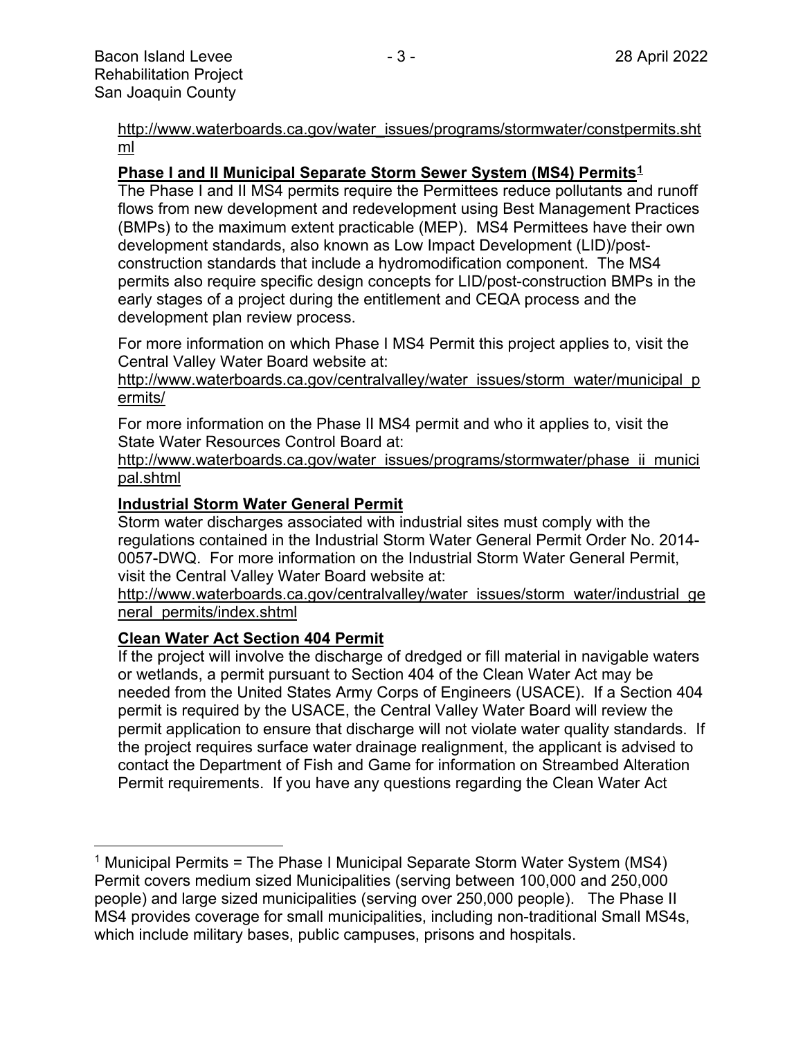http://www.waterboards.ca.gov/water_issues/programs/stormwater/constpermits.shtml

**Phase I and II Municipal Separate Storm Sewer System (MS4) Permits[1]**

The Phase I and II MS4 permits require the Permittees reduce pollutants and runoff flows from new development and redevelopment using Best Management Practices (BMPs) to the maximum extent practicable (MEP). MS4 Permittees have their own development standards, also known as Low Impact Development (LID)/post-construction standards that include a hydromodification component. The MS4 permits also require specific design concepts for LID/post-construction BMPs in the early stages of a project during the entitlement and CEQA process and the development plan review process.

For more information on which Phase I MS4 Permit this project applies to, visit the Central Valley Water Board website at:

http://www.waterboards.ca.gov/centralvalley/water_issues/storm_water/municipal_permits/

For more information on the Phase II MS4 permit and who it applies to, visit the State Water Resources Control Board at:

http://www.waterboards.ca.gov/water_issues/programs/stormwater/phase_ii_municipal.shtml

**Industrial Storm Water General Permit**

Storm water discharges associated with industrial sites must comply with the regulations contained in the Industrial Storm Water General Permit Order No. 2014-0057-DWQ. For more information on the Industrial Storm Water General Permit, visit the Central Valley Water Board website at:

http://www.waterboards.ca.gov/centralvalley/water_issues/storm_water/industrial_general_permits/index.shtml

**Clean Water Act Section 404 Permit**

If the project will involve the discharge of dredged or fill material in navigable waters or wetlands, a permit pursuant to Section 404 of the Clean Water Act may be needed from the United States Army Corps of Engineers (USACE). If a Section 404 permit is required by the USACE, the Central Valley Water Board will review the permit application to ensure that discharge will not violate water quality standards. If the project requires surface water drainage realignment, the applicant is advised to contact the Department of Fish and Game for information on Streambed Alteration Permit requirements. If you have any questions regarding the Clean Water Act

[1] Municipal Permits = The Phase I Municipal Separate Storm Water System (MS4) Permit covers medium sized Municipalities (serving between 100,000 and 250,000 people) and large sized municipalities (serving over 250,000 people). The Phase II MS4 provides coverage for small municipalities, including non-traditional Small MS4s, which include military bases, public campuses, prisons and hospitals.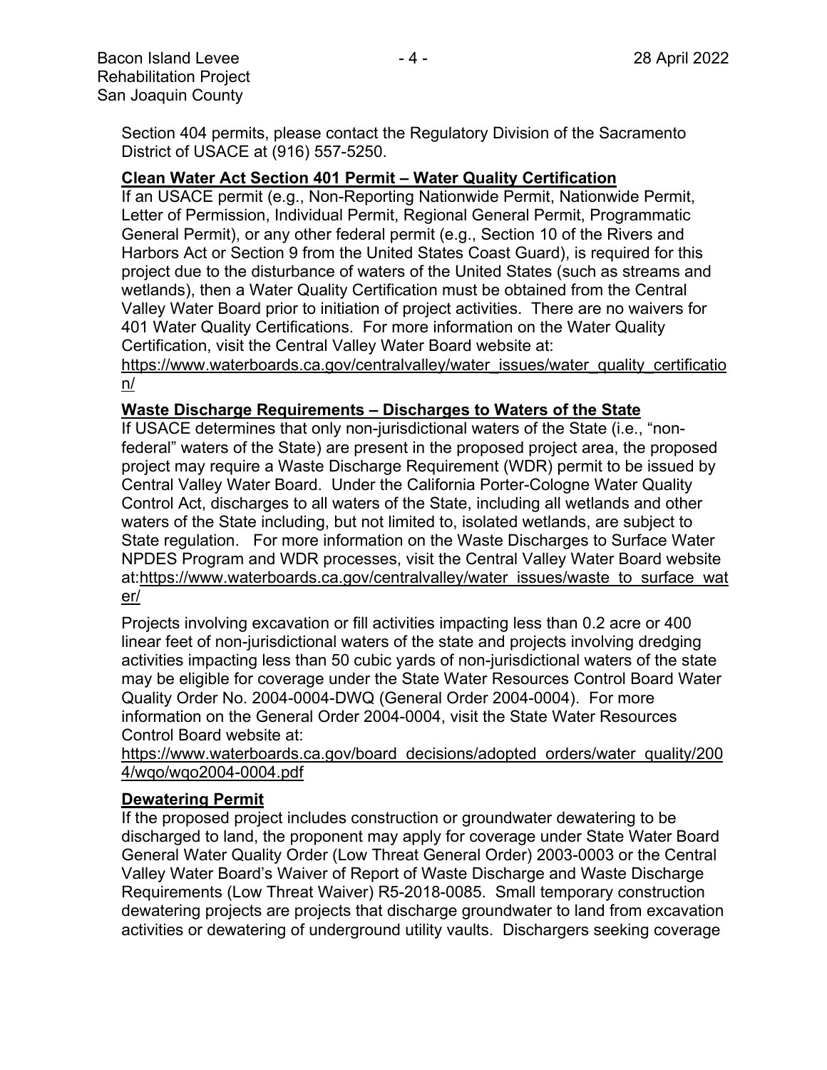Section 404 permits, please contact the Regulatory Division of the Sacramento District of USACE at (916) 557-5250.

**Clean Water Act Section 401 Permit – Water Quality Certification**

If an USACE permit (e.g., Non-Reporting Nationwide Permit, Nationwide Permit, Letter of Permission, Individual Permit, Regional General Permit, Programmatic General Permit), or any other federal permit (e.g., Section 10 of the Rivers and Harbors Act or Section 9 from the United States Coast Guard), is required for this project due to the disturbance of waters of the United States (such as streams and wetlands), then a Water Quality Certification must be obtained from the Central Valley Water Board prior to initiation of project activities. There are no waivers for 401 Water Quality Certifications. For more information on the Water Quality Certification, visit the Central Valley Water Board website at: https://www.waterboards.ca.gov/centralvalley/water_issues/water_quality_certification/

**Waste Discharge Requirements – Discharges to Waters of the State**

If USACE determines that only non-jurisdictional waters of the State (i.e., "non-federal" waters of the State) are present in the proposed project area, the proposed project may require a Waste Discharge Requirement (WDR) permit to be issued by Central Valley Water Board. Under the California Porter-Cologne Water Quality Control Act, discharges to all waters of the State, including all wetlands and other waters of the State including, but not limited to, isolated wetlands, are subject to State regulation. For more information on the Waste Discharges to Surface Water NPDES Program and WDR processes, visit the Central Valley Water Board website at:https://www.waterboards.ca.gov/centralvalley/water_issues/waste_to_surface_water/

Projects involving excavation or fill activities impacting less than 0.2 acre or 400 linear feet of non-jurisdictional waters of the state and projects involving dredging activities impacting less than 50 cubic yards of non-jurisdictional waters of the state may be eligible for coverage under the State Water Resources Control Board Water Quality Order No. 2004-0004-DWQ (General Order 2004-0004). For more information on the General Order 2004-0004, visit the State Water Resources Control Board website at: https://www.waterboards.ca.gov/board_decisions/adopted_orders/water_quality/2004/wqo/wqo2004-0004.pdf

**Dewatering Permit**

If the proposed project includes construction or groundwater dewatering to be discharged to land, the proponent may apply for coverage under State Water Board General Water Quality Order (Low Threat General Order) 2003-0003 or the Central Valley Water Board's Waiver of Report of Waste Discharge and Waste Discharge Requirements (Low Threat Waiver) R5-2018-0085. Small temporary construction dewatering projects are projects that discharge groundwater to land from excavation activities or dewatering of underground utility vaults. Dischargers seeking coverage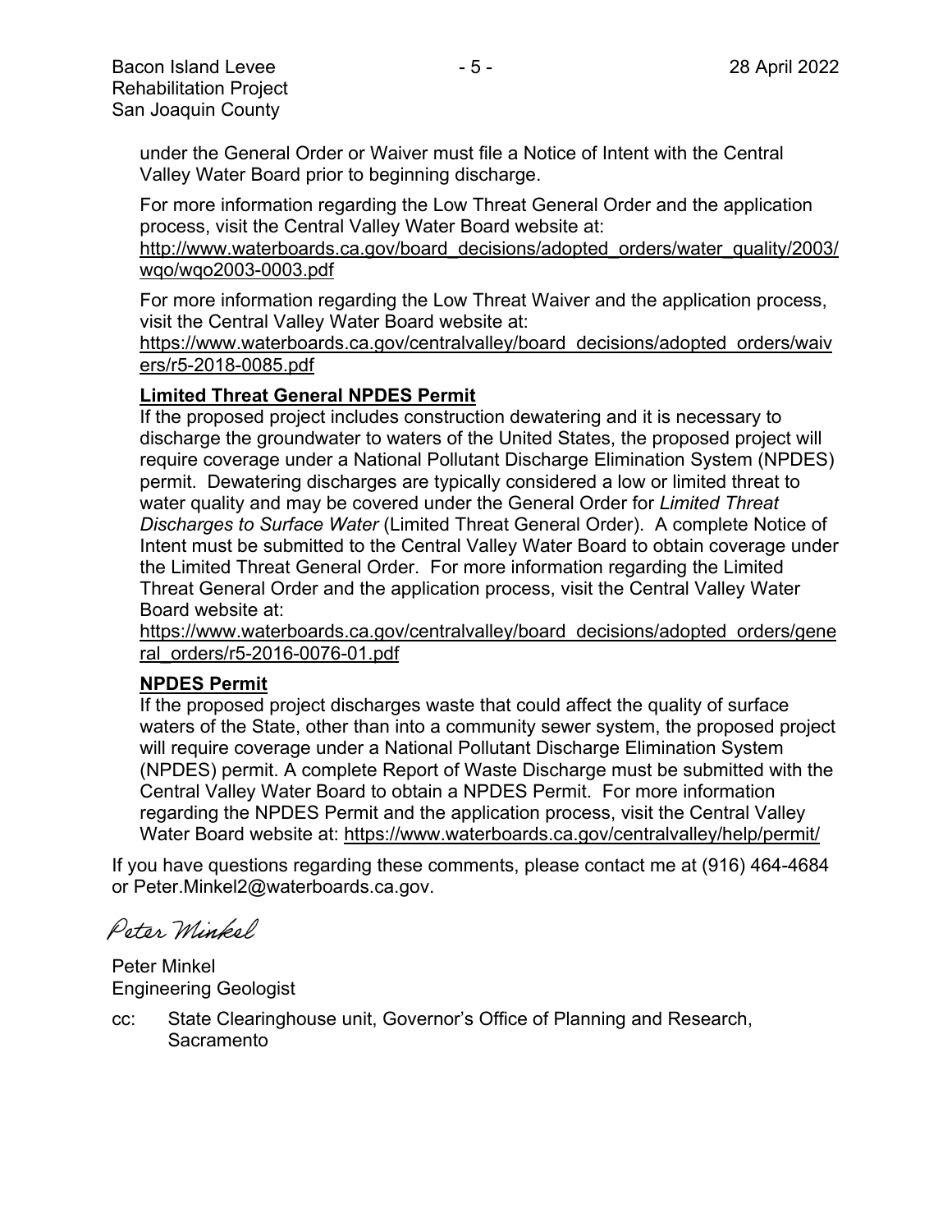under the General Order or Waiver must file a Notice of Intent with the Central Valley Water Board prior to beginning discharge.

For more information regarding the Low Threat General Order and the application process, visit the Central Valley Water Board website at: http://www.waterboards.ca.gov/board_decisions/adopted_orders/water_quality/2003/wqo/wqo2003-0003.pdf

For more information regarding the Low Threat Waiver and the application process, visit the Central Valley Water Board website at: https://www.waterboards.ca.gov/centralvalley/board_decisions/adopted_orders/waivers/r5-2018-0085.pdf

**Limited Threat General NPDES Permit**

If the proposed project includes construction dewatering and it is necessary to discharge the groundwater to waters of the United States, the proposed project will require coverage under a National Pollutant Discharge Elimination System (NPDES) permit. Dewatering discharges are typically considered a low or limited threat to water quality and may be covered under the General Order for *Limited Threat Discharges to Surface Water* (Limited Threat General Order). A complete Notice of Intent must be submitted to the Central Valley Water Board to obtain coverage under the Limited Threat General Order. For more information regarding the Limited Threat General Order and the application process, visit the Central Valley Water Board website at: https://www.waterboards.ca.gov/centralvalley/board_decisions/adopted_orders/general_orders/r5-2016-0076-01.pdf

**NPDES Permit**

If the proposed project discharges waste that could affect the quality of surface waters of the State, other than into a community sewer system, the proposed project will require coverage under a National Pollutant Discharge Elimination System (NPDES) permit. A complete Report of Waste Discharge must be submitted with the Central Valley Water Board to obtain a NPDES Permit. For more information regarding the NPDES Permit and the application process, visit the Central Valley Water Board website at: https://www.waterboards.ca.gov/centralvalley/help/permit/

If you have questions regarding these comments, please contact me at (916) 464-4684 or Peter.Minkel2@waterboards.ca.gov.

*Peter Minkel*

Peter Minkel
Engineering Geologist

cc: State Clearinghouse unit, Governor's Office of Planning and Research, Sacramento